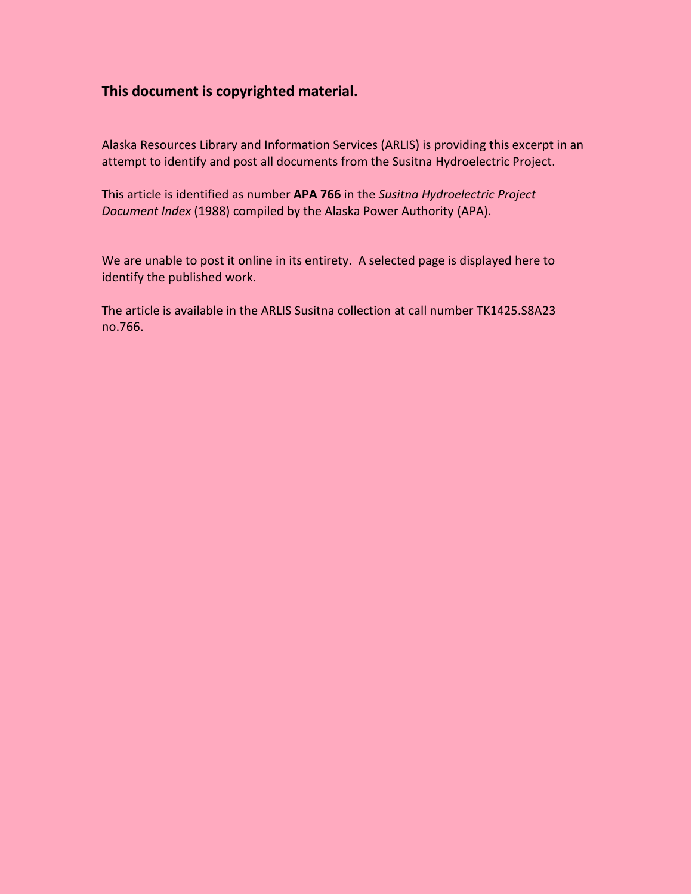**This document is copyrighted material.**

Alaska Resources Library and Information Services (ARLIS) is providing this excerpt in an attempt to identify and post all documents from the Susitna Hydroelectric Project.

This article is identified as number **APA 766** in the *Susitna Hydroelectric Project Document Index* (1988) compiled by the Alaska Power Authority (APA).

We are unable to post it online in its entirety. A selected page is displayed here to identify the published work.

The article is available in the ARLIS Susitna collection at call number TK1425.S8A23 no.766.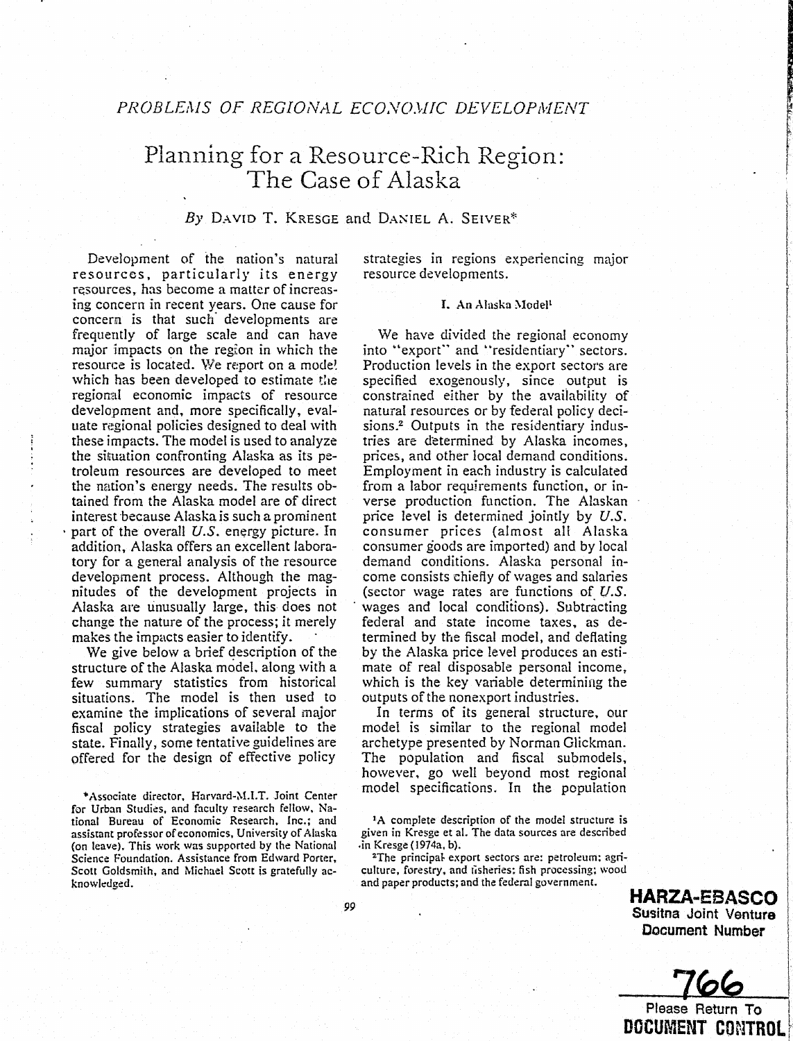*PROBLEMS OF REGIONAL ECONOMIC DEVELOPMENT*

# Planning for a Resource-Rich Region: The Case of Alaska

*By* DAVID T. KRESGE and DANIEL A. SEIVER*

Development of the nation's natural resources, particularly its energy resources, has become a matter of increasing concern in recent years. One cause for concern is that such developments are frequently of large scale and can have major impacts on the region in which the resource is located. We report on a model which has been developed to estimate the regional economic impacts of resource development and, more specifically, evaluate regional policies designed to deal with these impacts. The model is used to analyze the situation confronting Alaska as its petroleum resources are developed to meet the nation's energy needs. The results obtained from the Alaska model are of direct interest because Alaska is such a prominent part of the overall *U.S.* energy picture. In addition, Alaska offers an excellent laboratory for a general analysis of the resource development process. Although the magnitudes of the development projects in Alaska are unusually large, this does not change the nature of the process; it merely makes the impacts easier to identify.

We give below a brief description of the structure of the Alaska model, along with a few summary statistics from historical situations. The model is then used to examine the implications of several major fiscal policy strategies available to the state. Finally, some tentative guidelines are offered for the design of effective policy strategies in regions experiencing major resource developments.

## I. An Alaska Model[1]

We have divided the regional economy into "export" and "residentiary" sectors. Production levels in the export sectors are specified exogenously, since output is constrained either by the availability of natural resources or by federal policy decisions.[2] Outputs in the residentiary industries are determined by Alaska incomes, prices, and other local demand conditions. Employment in each industry is calculated from a labor requirements function, or inverse production function. The Alaskan price level is determined jointly by *U.S.* consumer prices (almost all Alaska consumer goods are imported) and by local demand conditions. Alaska personal income consists chiefly of wages and salaries (sector wage rates are functions of *U.S.* wages and local conditions). Subtracting federal and state income taxes, as determined by the fiscal model, and deflating by the Alaska price level produces an estimate of real disposable personal income, which is the key variable determining the outputs of the nonexport industries.

In terms of its general structure, our model is similar to the regional model archetype presented by Norman Glickman. The population and fiscal submodels, however, go well beyond most regional model specifications. In the population

*Associate director, Harvard-M.I.T. Joint Center for Urban Studies, and faculty research fellow, National Bureau of Economic Research, Inc.; and assistant professor of economics, University of Alaska (on leave). This work was supported by the National Science Foundation. Assistance from Edward Porter, Scott Goldsmith, and Michael Scott is gratefully acknowledged.

[1] A complete description of the model structure is given in Kresge et al. The data sources are described in Kresge (1974a, b).

[2] The principal export sectors are: petroleum; agriculture, forestry, and fisheries; fish processing; wood and paper products; and the federal government.

HARZA-EBASCO
Susitna Joint Venture
Document Number
766
Please Return To
DOCUMENT CONTROL